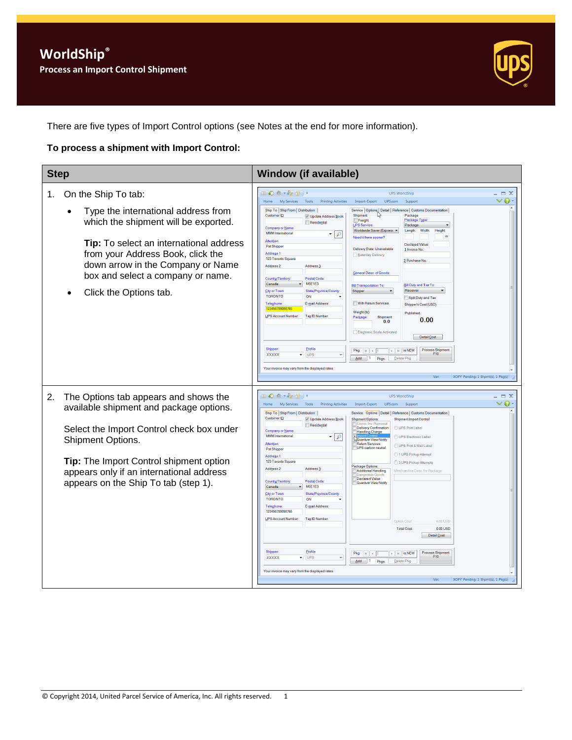# WorldShip®

## Process an Import Control Shipment

There are five types of Import Control options (see Notes at the end for more information).

**To process a shipment with Import Control:**

| Step | Window (if available) |
|---|---|
| 1. On the Ship To tab:<br>• Type the international address from which the shipment will be exported.<br><br>**Tip:** To select an international address from your Address Book, click the down arrow in the Company or Name box and select a company or name.<br>• Click the Options tab. | |
| 2. The Options tab appears and shows the available shipment and package options.<br><br>Select the Import Control check box under Shipment Options.<br><br>**Tip:** The Import Control shipment option appears only if an international address appears on the Ship To tab (step 1). | |

© Copyright 2014, United Parcel Service of America, Inc. All rights reserved.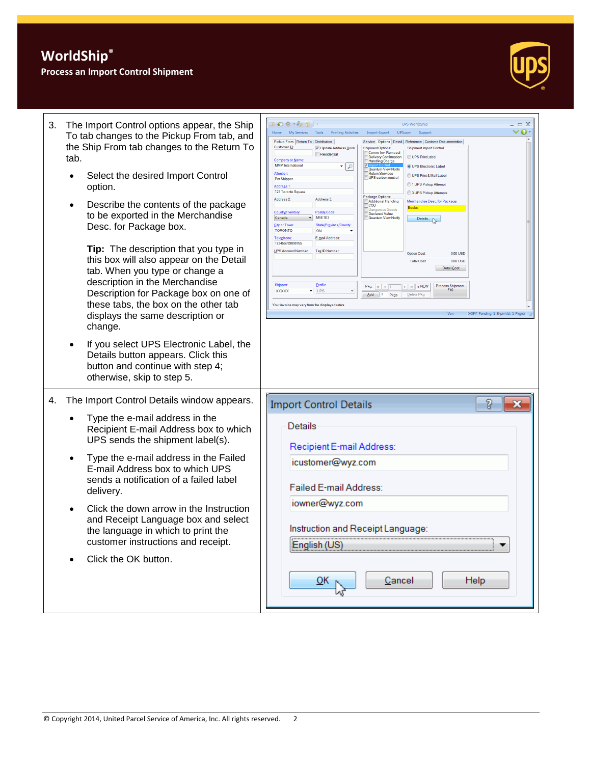3. The Import Control options appear, the Ship To tab changes to the Pickup From tab, and the Ship From tab changes to the Return To tab.

   - Select the desired Import Control option.
   - Describe the contents of the package to be exported in the Merchandise Desc. for Package box.

     **Tip:** The description that you type in this box will also appear on the Detail tab. When you type or change a description in the Merchandise Description for Package box on one of these tabs, the box on the other tab displays the same description or change.

   - If you select UPS Electronic Label, the Details button appears. Click this button and continue with step 4; otherwise, skip to step 5.

4. The Import Control Details window appears.

   - Type the e-mail address in the Recipient E-mail Address box to which UPS sends the shipment label(s).
   - Type the e-mail address in the Failed E-mail Address box to which UPS sends a notification of a failed label delivery.
   - Click the down arrow in the Instruction and Receipt Language box and select the language in which to print the customer instructions and receipt.
   - Click the OK button.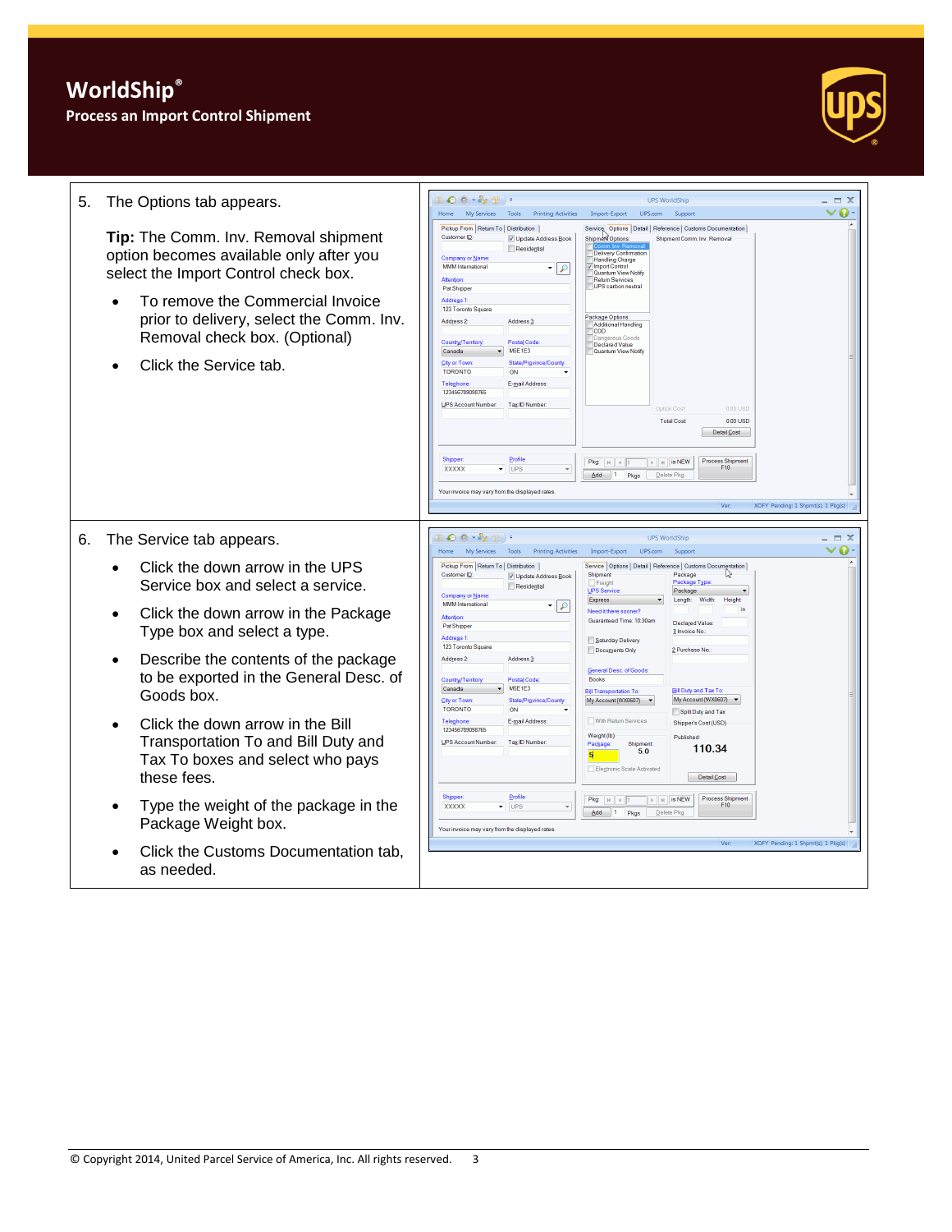# WorldShip®

## Process an Import Control Shipment

5. The Options tab appears.

   **Tip:** The Comm. Inv. Removal shipment option becomes available only after you select the Import Control check box.

   - To remove the Commercial Invoice prior to delivery, select the Comm. Inv. Removal check box. (Optional)
   - Click the Service tab.

6. The Service tab appears.

   - Click the down arrow in the UPS Service box and select a service.
   - Click the down arrow in the Package Type box and select a type.
   - Describe the contents of the package to be exported in the General Desc. of Goods box.
   - Click the down arrow in the Bill Transportation To and Bill Duty and Tax To boxes and select who pays these fees.
   - Type the weight of the package in the Package Weight box.
   - Click the Customs Documentation tab, as needed.

© Copyright 2014, United Parcel Service of America, Inc. All rights reserved.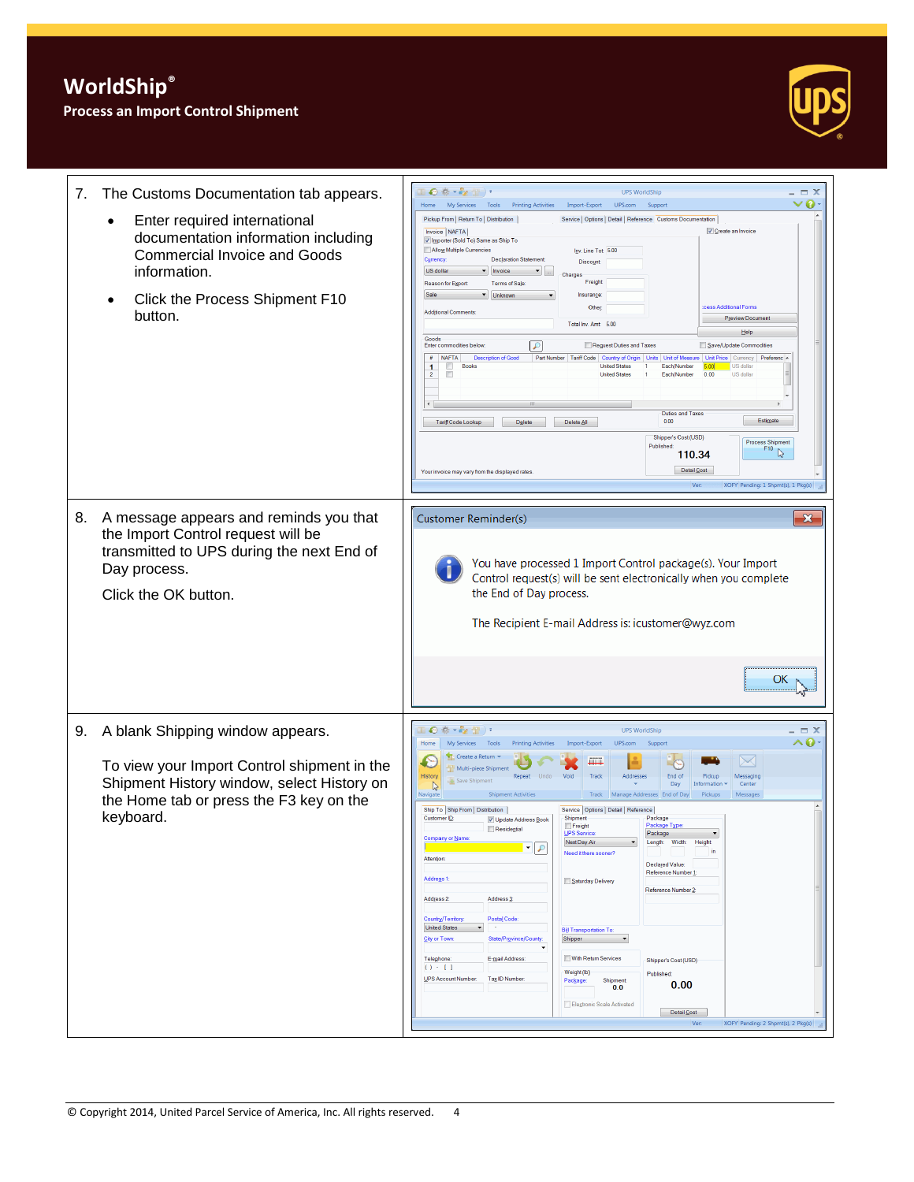# WorldShip®

## Process an Import Control Shipment

7. The Customs Documentation tab appears.

   - Enter required international documentation information including Commercial Invoice and Goods information.
   - Click the Process Shipment F10 button.

8. A message appears and reminds you that the Import Control request will be transmitted to UPS during the next End of Day process.

   Click the OK button.

9. A blank Shipping window appears.

   To view your Import Control shipment in the Shipment History window, select History on the Home tab or press the F3 key on the keyboard.

© Copyright 2014, United Parcel Service of America, Inc. All rights reserved.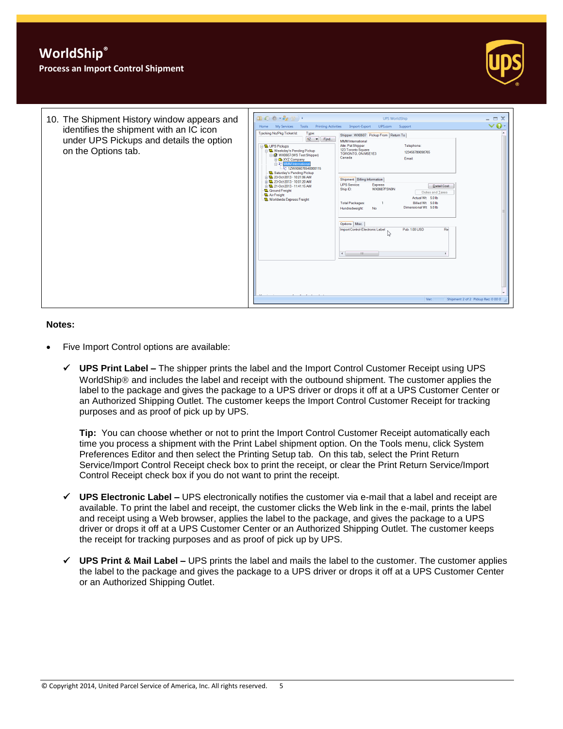# WorldShip®

**Process an Import Control Shipment**

| | |
|---|---|
| 10. The Shipment History window appears and identifies the shipment with an IC icon under UPS Pickups and details the option on the Options tab. | |

**Notes:**

- Five Import Control options are available:

  ✓ **UPS Print Label –** The shipper prints the label and the Import Control Customer Receipt using UPS WorldShip® and includes the label and receipt with the outbound shipment. The customer applies the label to the package and gives the package to a UPS driver or drops it off at a UPS Customer Center or an Authorized Shipping Outlet. The customer keeps the Import Control Customer Receipt for tracking purposes and as proof of pick up by UPS.

  **Tip:** You can choose whether or not to print the Import Control Customer Receipt automatically each time you process a shipment with the Print Label shipment option. On the Tools menu, click System Preferences Editor and then select the Printing Setup tab. On this tab, select the Print Return Service/Import Control Receipt check box to print the receipt, or clear the Print Return Service/Import Control Receipt check box if you do not want to print the receipt.

  ✓ **UPS Electronic Label –** UPS electronically notifies the customer via e-mail that a label and receipt are available. To print the label and receipt, the customer clicks the Web link in the e-mail, prints the label and receipt using a Web browser, applies the label to the package, and gives the package to a UPS driver or drops it off at a UPS Customer Center or an Authorized Shipping Outlet. The customer keeps the receipt for tracking purposes and as proof of pick up by UPS.

  ✓ **UPS Print & Mail Label –** UPS prints the label and mails the label to the customer. The customer applies the label to the package and gives the package to a UPS driver or drops it off at a UPS Customer Center or an Authorized Shipping Outlet.

© Copyright 2014, United Parcel Service of America, Inc. All rights reserved.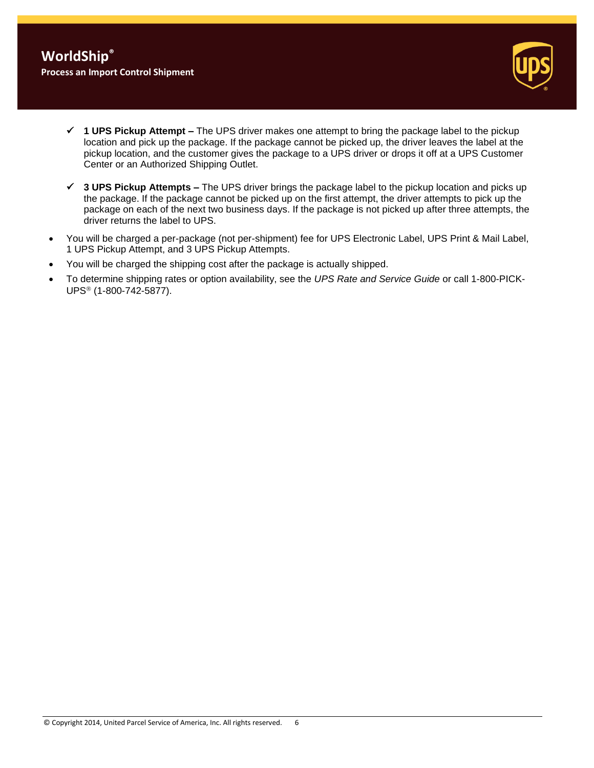- ✓ **1 UPS Pickup Attempt –** The UPS driver makes one attempt to bring the package label to the pickup location and pick up the package. If the package cannot be picked up, the driver leaves the label at the pickup location, and the customer gives the package to a UPS driver or drops it off at a UPS Customer Center or an Authorized Shipping Outlet.
- ✓ **3 UPS Pickup Attempts –** The UPS driver brings the package label to the pickup location and picks up the package. If the package cannot be picked up on the first attempt, the driver attempts to pick up the package on each of the next two business days. If the package is not picked up after three attempts, the driver returns the label to UPS.

- You will be charged a per-package (not per-shipment) fee for UPS Electronic Label, UPS Print & Mail Label, 1 UPS Pickup Attempt, and 3 UPS Pickup Attempts.
- You will be charged the shipping cost after the package is actually shipped.
- To determine shipping rates or option availability, see the *UPS Rate and Service Guide* or call 1-800-PICK-UPS® (1-800-742-5877).